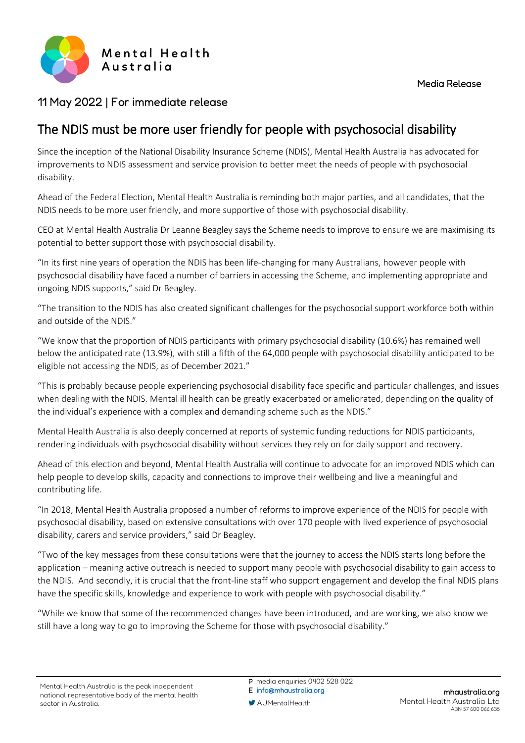Mental Health Australia

Media Release

11 May 2022 | For immediate release

# The NDIS must be more user friendly for people with psychosocial disability

Since the inception of the National Disability Insurance Scheme (NDIS), Mental Health Australia has advocated for improvements to NDIS assessment and service provision to better meet the needs of people with psychosocial disability.

Ahead of the Federal Election, Mental Health Australia is reminding both major parties, and all candidates, that the NDIS needs to be more user friendly, and more supportive of those with psychosocial disability.

CEO at Mental Health Australia Dr Leanne Beagley says the Scheme needs to improve to ensure we are maximising its potential to better support those with psychosocial disability.

"In its first nine years of operation the NDIS has been life-changing for many Australians, however people with psychosocial disability have faced a number of barriers in accessing the Scheme, and implementing appropriate and ongoing NDIS supports," said Dr Beagley.

"The transition to the NDIS has also created significant challenges for the psychosocial support workforce both within and outside of the NDIS."

"We know that the proportion of NDIS participants with primary psychosocial disability (10.6%) has remained well below the anticipated rate (13.9%), with still a fifth of the 64,000 people with psychosocial disability anticipated to be eligible not accessing the NDIS, as of December 2021."

"This is probably because people experiencing psychosocial disability face specific and particular challenges, and issues when dealing with the NDIS. Mental ill health can be greatly exacerbated or ameliorated, depending on the quality of the individual's experience with a complex and demanding scheme such as the NDIS."

Mental Health Australia is also deeply concerned at reports of systemic funding reductions for NDIS participants, rendering individuals with psychosocial disability without services they rely on for daily support and recovery.

Ahead of this election and beyond, Mental Health Australia will continue to advocate for an improved NDIS which can help people to develop skills, capacity and connections to improve their wellbeing and live a meaningful and contributing life.

"In 2018, Mental Health Australia proposed a number of reforms to improve experience of the NDIS for people with psychosocial disability, based on extensive consultations with over 170 people with lived experience of psychosocial disability, carers and service providers," said Dr Beagley.

"Two of the key messages from these consultations were that the journey to access the NDIS starts long before the application – meaning active outreach is needed to support many people with psychosocial disability to gain access to the NDIS. And secondly, it is crucial that the front-line staff who support engagement and develop the final NDIS plans have the specific skills, knowledge and experience to work with people with psychosocial disability."

"While we know that some of the recommended changes have been introduced, and are working, we also know we still have a long way to go to improving the Scheme for those with psychosocial disability."

Mental Health Australia is the peak independent national representative body of the mental health sector in Australia.

**P** media enquiries 0402 528 022
**E** info@mhaustralia.org
AUMentalHealth

**mhaustralia.org**
Mental Health Australia Ltd
ABN 57 600 066 635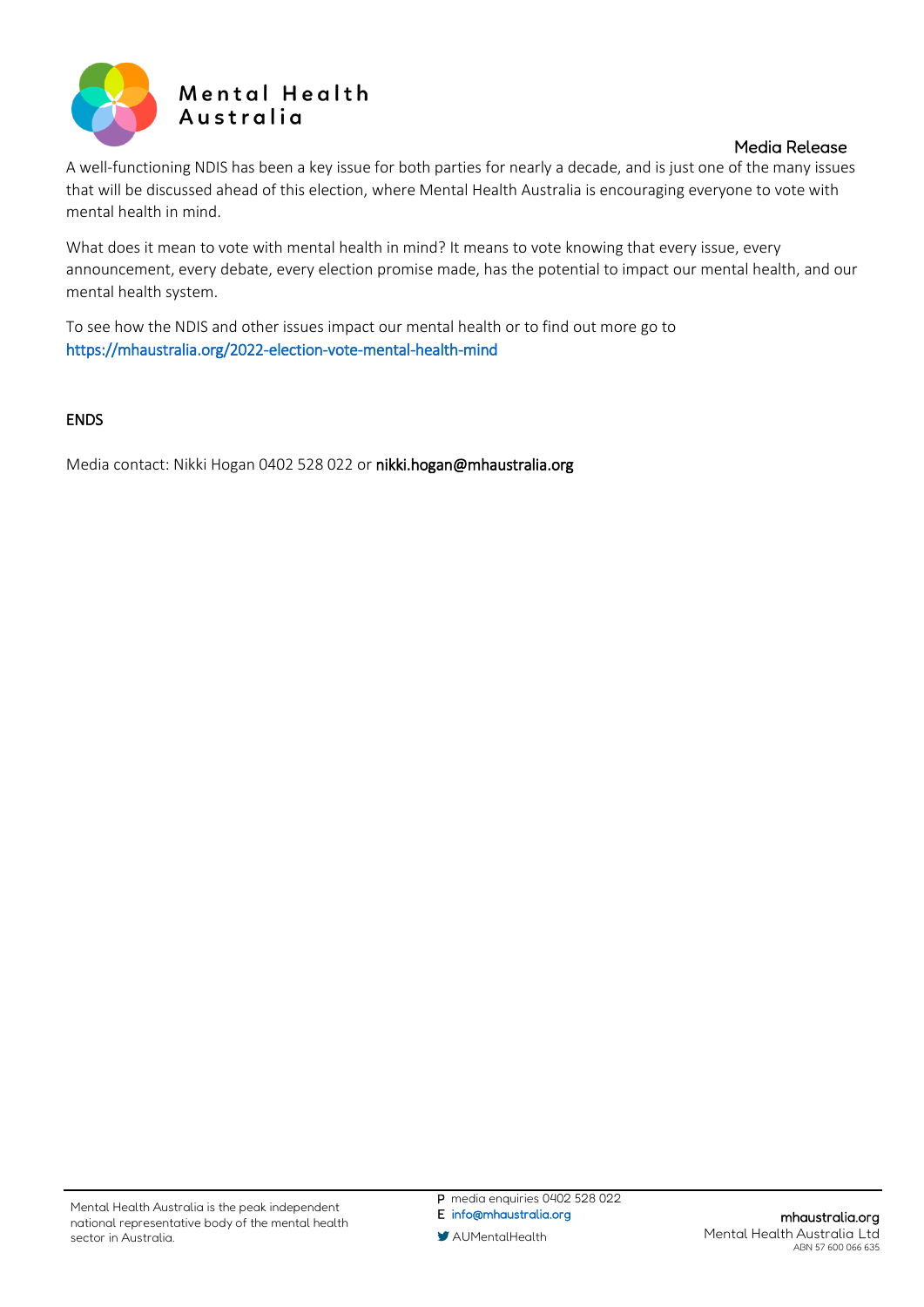A well-functioning NDIS has been a key issue for both parties for nearly a decade, and is just one of the many issues that will be discussed ahead of this election, where Mental Health Australia is encouraging everyone to vote with mental health in mind.

What does it mean to vote with mental health in mind? It means to vote knowing that every issue, every announcement, every debate, every election promise made, has the potential to impact our mental health, and our mental health system.

To see how the NDIS and other issues impact our mental health or to find out more go to https://mhaustralia.org/2022-election-vote-mental-health-mind

**ENDS**

Media contact: Nikki Hogan 0402 528 022 or nikki.hogan@mhaustralia.org